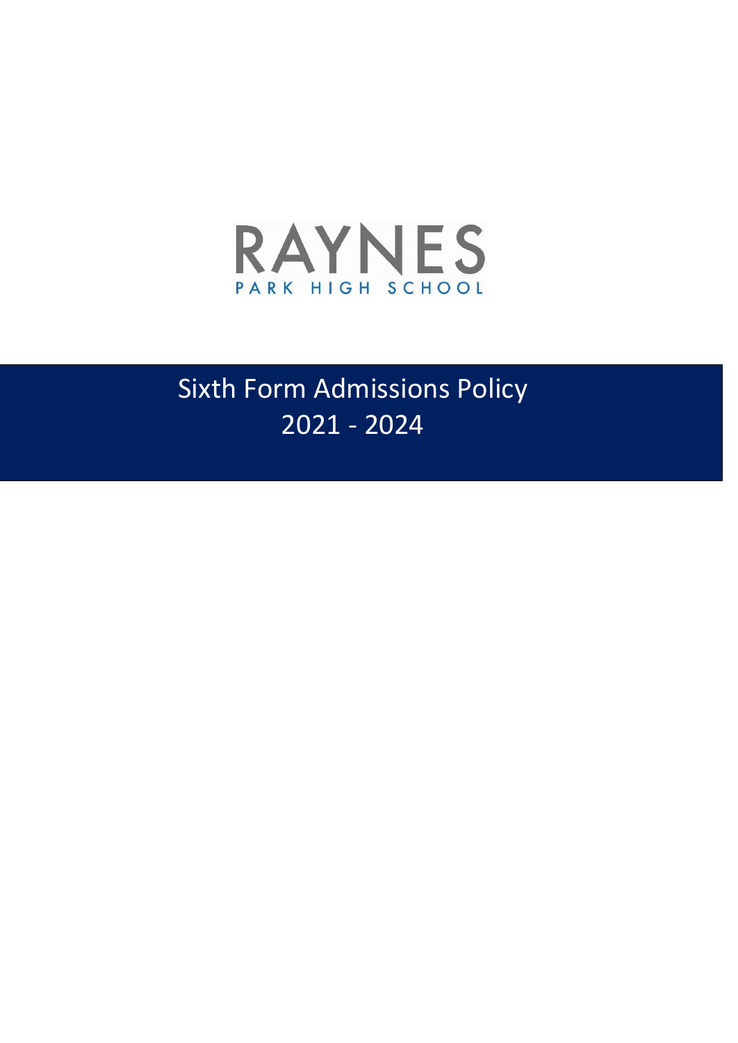RAYNES

PARK HIGH SCHOOL

# Sixth Form Admissions Policy 2021 - 2024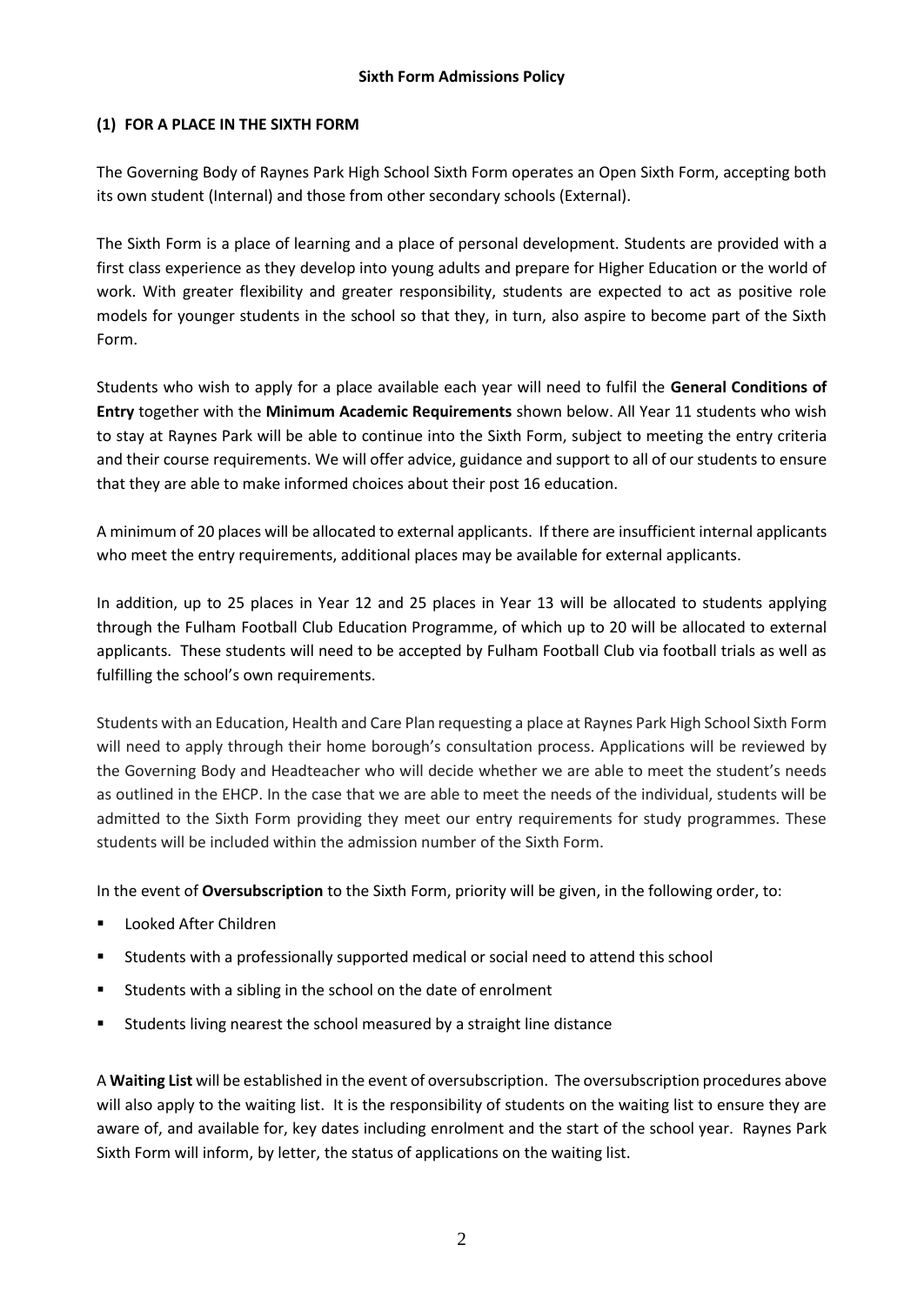**Sixth Form Admissions Policy**

**(1) FOR A PLACE IN THE SIXTH FORM**

The Governing Body of Raynes Park High School Sixth Form operates an Open Sixth Form, accepting both its own student (Internal) and those from other secondary schools (External).

The Sixth Form is a place of learning and a place of personal development. Students are provided with a first class experience as they develop into young adults and prepare for Higher Education or the world of work. With greater flexibility and greater responsibility, students are expected to act as positive role models for younger students in the school so that they, in turn, also aspire to become part of the Sixth Form.

Students who wish to apply for a place available each year will need to fulfil the **General Conditions of Entry** together with the **Minimum Academic Requirements** shown below. All Year 11 students who wish to stay at Raynes Park will be able to continue into the Sixth Form, subject to meeting the entry criteria and their course requirements. We will offer advice, guidance and support to all of our students to ensure that they are able to make informed choices about their post 16 education.

A minimum of 20 places will be allocated to external applicants. If there are insufficient internal applicants who meet the entry requirements, additional places may be available for external applicants.

In addition, up to 25 places in Year 12 and 25 places in Year 13 will be allocated to students applying through the Fulham Football Club Education Programme, of which up to 20 will be allocated to external applicants. These students will need to be accepted by Fulham Football Club via football trials as well as fulfilling the school's own requirements.

Students with an Education, Health and Care Plan requesting a place at Raynes Park High School Sixth Form will need to apply through their home borough's consultation process. Applications will be reviewed by the Governing Body and Headteacher who will decide whether we are able to meet the student's needs as outlined in the EHCP. In the case that we are able to meet the needs of the individual, students will be admitted to the Sixth Form providing they meet our entry requirements for study programmes. These students will be included within the admission number of the Sixth Form.

In the event of **Oversubscription** to the Sixth Form, priority will be given, in the following order, to:

- Looked After Children
- Students with a professionally supported medical or social need to attend this school
- Students with a sibling in the school on the date of enrolment
- Students living nearest the school measured by a straight line distance

A **Waiting List** will be established in the event of oversubscription. The oversubscription procedures above will also apply to the waiting list. It is the responsibility of students on the waiting list to ensure they are aware of, and available for, key dates including enrolment and the start of the school year. Raynes Park Sixth Form will inform, by letter, the status of applications on the waiting list.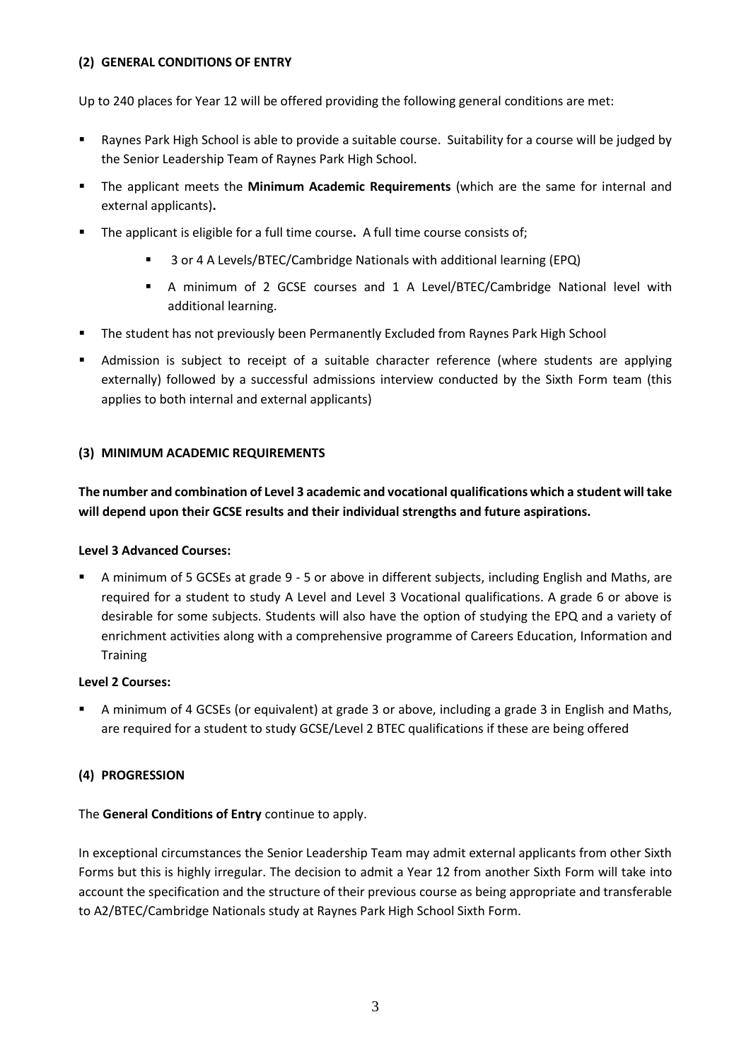### (2) GENERAL CONDITIONS OF ENTRY

Up to 240 places for Year 12 will be offered providing the following general conditions are met:

- Raynes Park High School is able to provide a suitable course. Suitability for a course will be judged by the Senior Leadership Team of Raynes Park High School.
- The applicant meets the **Minimum Academic Requirements** (which are the same for internal and external applicants)**.**
- The applicant is eligible for a full time course**.** A full time course consists of;
  - 3 or 4 A Levels/BTEC/Cambridge Nationals with additional learning (EPQ)
  - A minimum of 2 GCSE courses and 1 A Level/BTEC/Cambridge National level with additional learning.
- The student has not previously been Permanently Excluded from Raynes Park High School
- Admission is subject to receipt of a suitable character reference (where students are applying externally) followed by a successful admissions interview conducted by the Sixth Form team (this applies to both internal and external applicants)

### (3) MINIMUM ACADEMIC REQUIREMENTS

**The number and combination of Level 3 academic and vocational qualifications which a student will take will depend upon their GCSE results and their individual strengths and future aspirations.**

**Level 3 Advanced Courses:**

- A minimum of 5 GCSEs at grade 9 - 5 or above in different subjects, including English and Maths, are required for a student to study A Level and Level 3 Vocational qualifications. A grade 6 or above is desirable for some subjects. Students will also have the option of studying the EPQ and a variety of enrichment activities along with a comprehensive programme of Careers Education, Information and Training

**Level 2 Courses:**

- A minimum of 4 GCSEs (or equivalent) at grade 3 or above, including a grade 3 in English and Maths, are required for a student to study GCSE/Level 2 BTEC qualifications if these are being offered

### (4) PROGRESSION

The **General Conditions of Entry** continue to apply.

In exceptional circumstances the Senior Leadership Team may admit external applicants from other Sixth Forms but this is highly irregular. The decision to admit a Year 12 from another Sixth Form will take into account the specification and the structure of their previous course as being appropriate and transferable to A2/BTEC/Cambridge Nationals study at Raynes Park High School Sixth Form.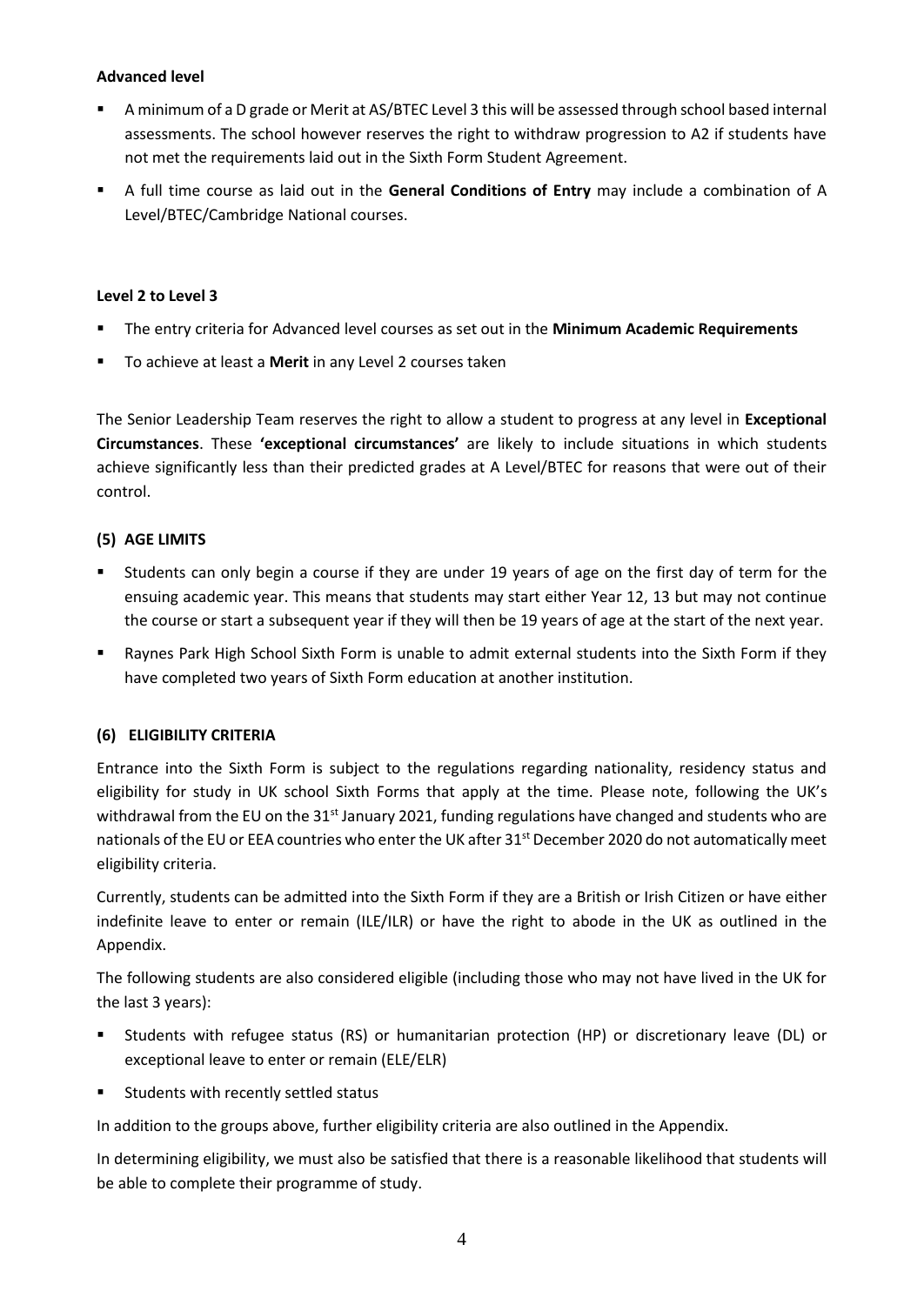**Advanced level**

- A minimum of a D grade or Merit at AS/BTEC Level 3 this will be assessed through school based internal assessments. The school however reserves the right to withdraw progression to A2 if students have not met the requirements laid out in the Sixth Form Student Agreement.
- A full time course as laid out in the **General Conditions of Entry** may include a combination of A Level/BTEC/Cambridge National courses.

**Level 2 to Level 3**

- The entry criteria for Advanced level courses as set out in the **Minimum Academic Requirements**
- To achieve at least a **Merit** in any Level 2 courses taken

The Senior Leadership Team reserves the right to allow a student to progress at any level in **Exceptional Circumstances**. These **'exceptional circumstances'** are likely to include situations in which students achieve significantly less than their predicted grades at A Level/BTEC for reasons that were out of their control.

**(5) AGE LIMITS**

- Students can only begin a course if they are under 19 years of age on the first day of term for the ensuing academic year. This means that students may start either Year 12, 13 but may not continue the course or start a subsequent year if they will then be 19 years of age at the start of the next year.
- Raynes Park High School Sixth Form is unable to admit external students into the Sixth Form if they have completed two years of Sixth Form education at another institution.

**(6) ELIGIBILITY CRITERIA**

Entrance into the Sixth Form is subject to the regulations regarding nationality, residency status and eligibility for study in UK school Sixth Forms that apply at the time. Please note, following the UK's withdrawal from the EU on the 31st January 2021, funding regulations have changed and students who are nationals of the EU or EEA countries who enter the UK after 31st December 2020 do not automatically meet eligibility criteria.

Currently, students can be admitted into the Sixth Form if they are a British or Irish Citizen or have either indefinite leave to enter or remain (ILE/ILR) or have the right to abode in the UK as outlined in the Appendix.

The following students are also considered eligible (including those who may not have lived in the UK for the last 3 years):

- Students with refugee status (RS) or humanitarian protection (HP) or discretionary leave (DL) or exceptional leave to enter or remain (ELE/ELR)
- Students with recently settled status

In addition to the groups above, further eligibility criteria are also outlined in the Appendix.

In determining eligibility, we must also be satisfied that there is a reasonable likelihood that students will be able to complete their programme of study.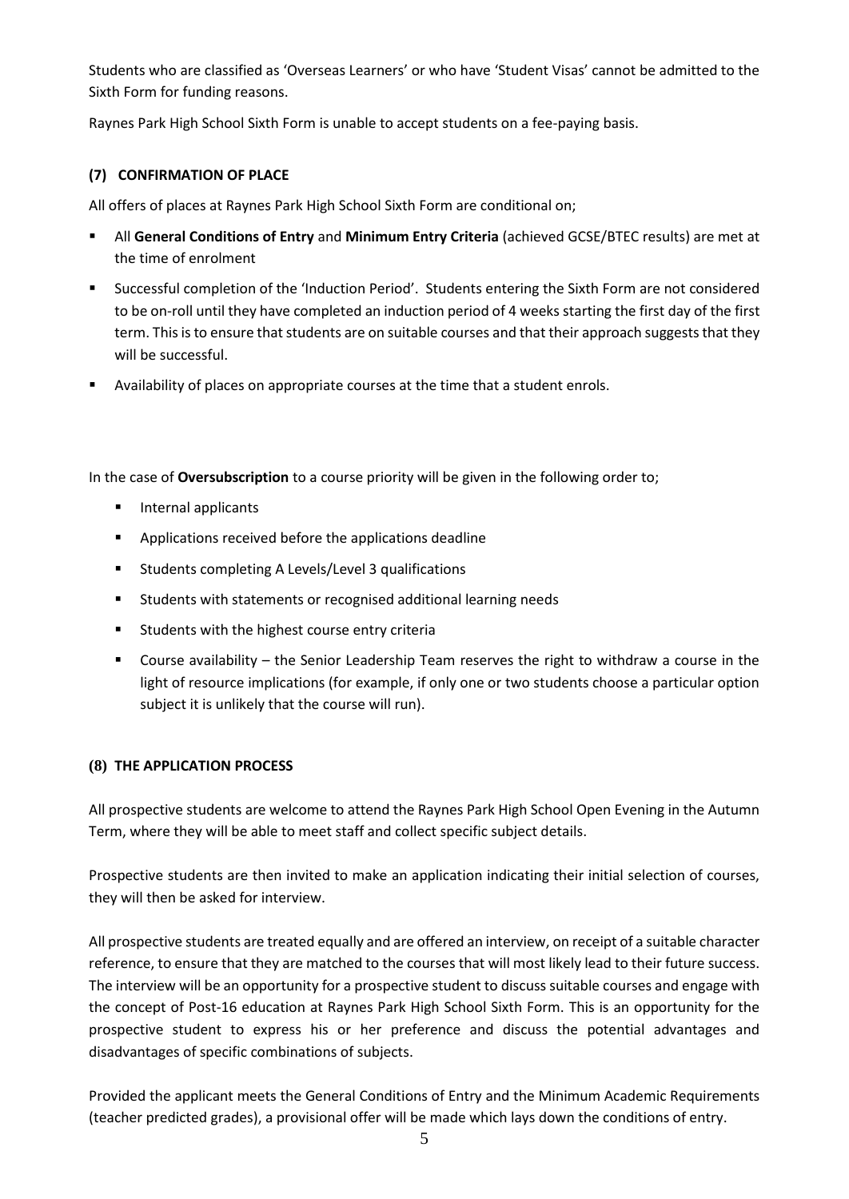Students who are classified as 'Overseas Learners' or who have 'Student Visas' cannot be admitted to the Sixth Form for funding reasons.

Raynes Park High School Sixth Form is unable to accept students on a fee-paying basis.

### (7) CONFIRMATION OF PLACE

All offers of places at Raynes Park High School Sixth Form are conditional on;

- All **General Conditions of Entry** and **Minimum Entry Criteria** (achieved GCSE/BTEC results) are met at the time of enrolment
- Successful completion of the 'Induction Period'. Students entering the Sixth Form are not considered to be on-roll until they have completed an induction period of 4 weeks starting the first day of the first term. This is to ensure that students are on suitable courses and that their approach suggests that they will be successful.
- Availability of places on appropriate courses at the time that a student enrols.

In the case of **Oversubscription** to a course priority will be given in the following order to;

- Internal applicants
- Applications received before the applications deadline
- Students completing A Levels/Level 3 qualifications
- Students with statements or recognised additional learning needs
- Students with the highest course entry criteria
- Course availability – the Senior Leadership Team reserves the right to withdraw a course in the light of resource implications (for example, if only one or two students choose a particular option subject it is unlikely that the course will run).

### (8) THE APPLICATION PROCESS

All prospective students are welcome to attend the Raynes Park High School Open Evening in the Autumn Term, where they will be able to meet staff and collect specific subject details.

Prospective students are then invited to make an application indicating their initial selection of courses, they will then be asked for interview.

All prospective students are treated equally and are offered an interview, on receipt of a suitable character reference, to ensure that they are matched to the courses that will most likely lead to their future success. The interview will be an opportunity for a prospective student to discuss suitable courses and engage with the concept of Post-16 education at Raynes Park High School Sixth Form. This is an opportunity for the prospective student to express his or her preference and discuss the potential advantages and disadvantages of specific combinations of subjects.

Provided the applicant meets the General Conditions of Entry and the Minimum Academic Requirements (teacher predicted grades), a provisional offer will be made which lays down the conditions of entry.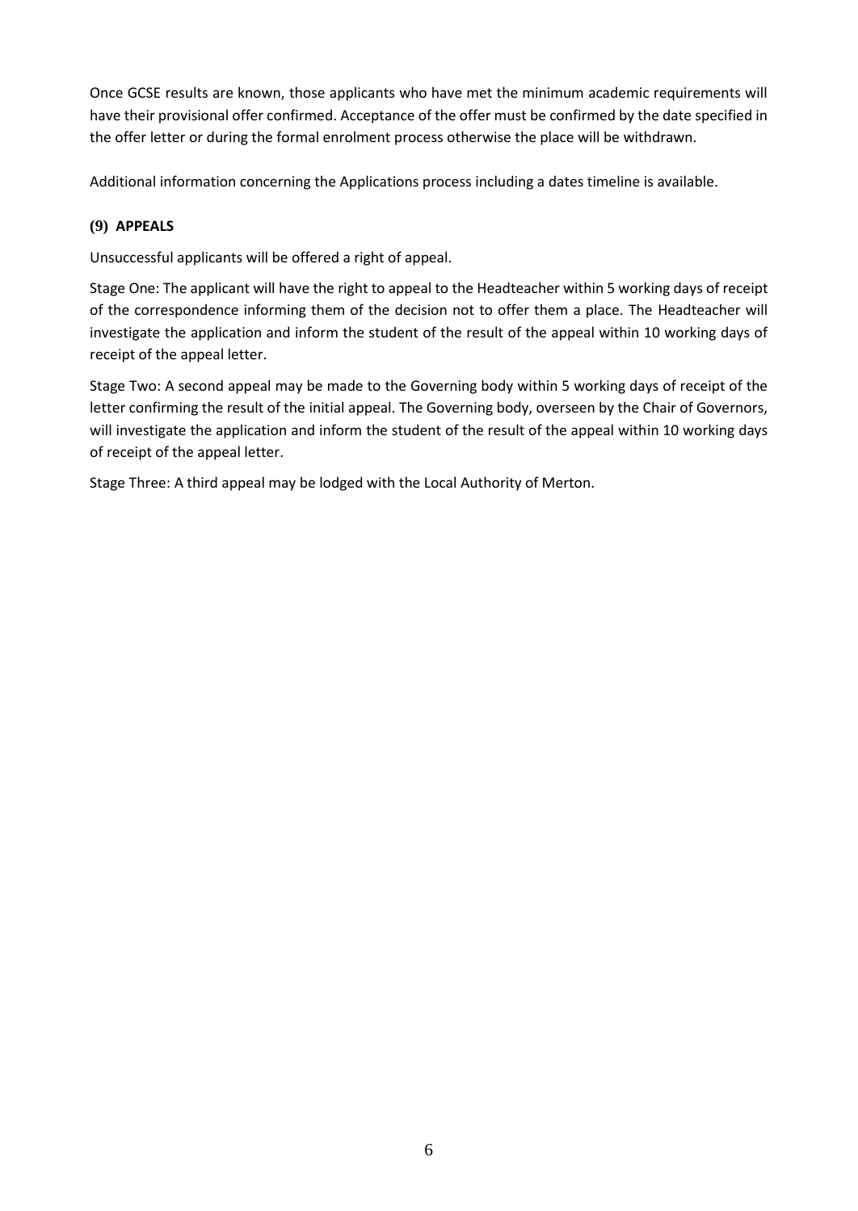Once GCSE results are known, those applicants who have met the minimum academic requirements will have their provisional offer confirmed. Acceptance of the offer must be confirmed by the date specified in the offer letter or during the formal enrolment process otherwise the place will be withdrawn.

Additional information concerning the Applications process including a dates timeline is available.

### (9) APPEALS

Unsuccessful applicants will be offered a right of appeal.

Stage One: The applicant will have the right to appeal to the Headteacher within 5 working days of receipt of the correspondence informing them of the decision not to offer them a place. The Headteacher will investigate the application and inform the student of the result of the appeal within 10 working days of receipt of the appeal letter.

Stage Two: A second appeal may be made to the Governing body within 5 working days of receipt of the letter confirming the result of the initial appeal. The Governing body, overseen by the Chair of Governors, will investigate the application and inform the student of the result of the appeal within 10 working days of receipt of the appeal letter.

Stage Three: A third appeal may be lodged with the Local Authority of Merton.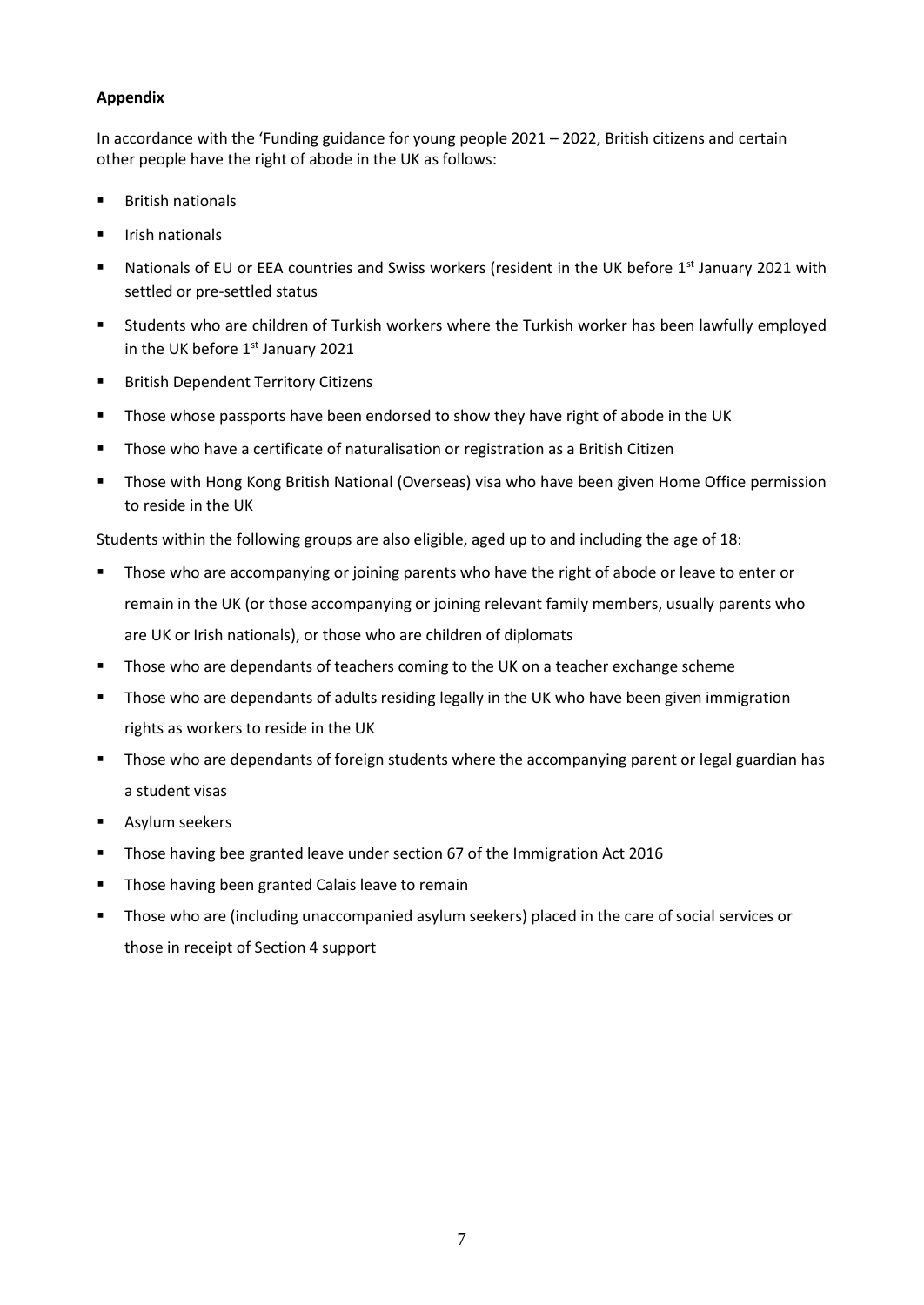**Appendix**

In accordance with the 'Funding guidance for young people 2021 – 2022, British citizens and certain other people have the right of abode in the UK as follows:

- British nationals
- Irish nationals
- Nationals of EU or EEA countries and Swiss workers (resident in the UK before 1st January 2021 with settled or pre-settled status
- Students who are children of Turkish workers where the Turkish worker has been lawfully employed in the UK before 1st January 2021
- British Dependent Territory Citizens
- Those whose passports have been endorsed to show they have right of abode in the UK
- Those who have a certificate of naturalisation or registration as a British Citizen
- Those with Hong Kong British National (Overseas) visa who have been given Home Office permission to reside in the UK

Students within the following groups are also eligible, aged up to and including the age of 18:

- Those who are accompanying or joining parents who have the right of abode or leave to enter or remain in the UK (or those accompanying or joining relevant family members, usually parents who are UK or Irish nationals), or those who are children of diplomats
- Those who are dependants of teachers coming to the UK on a teacher exchange scheme
- Those who are dependants of adults residing legally in the UK who have been given immigration rights as workers to reside in the UK
- Those who are dependants of foreign students where the accompanying parent or legal guardian has a student visas
- Asylum seekers
- Those having bee granted leave under section 67 of the Immigration Act 2016
- Those having been granted Calais leave to remain
- Those who are (including unaccompanied asylum seekers) placed in the care of social services or those in receipt of Section 4 support